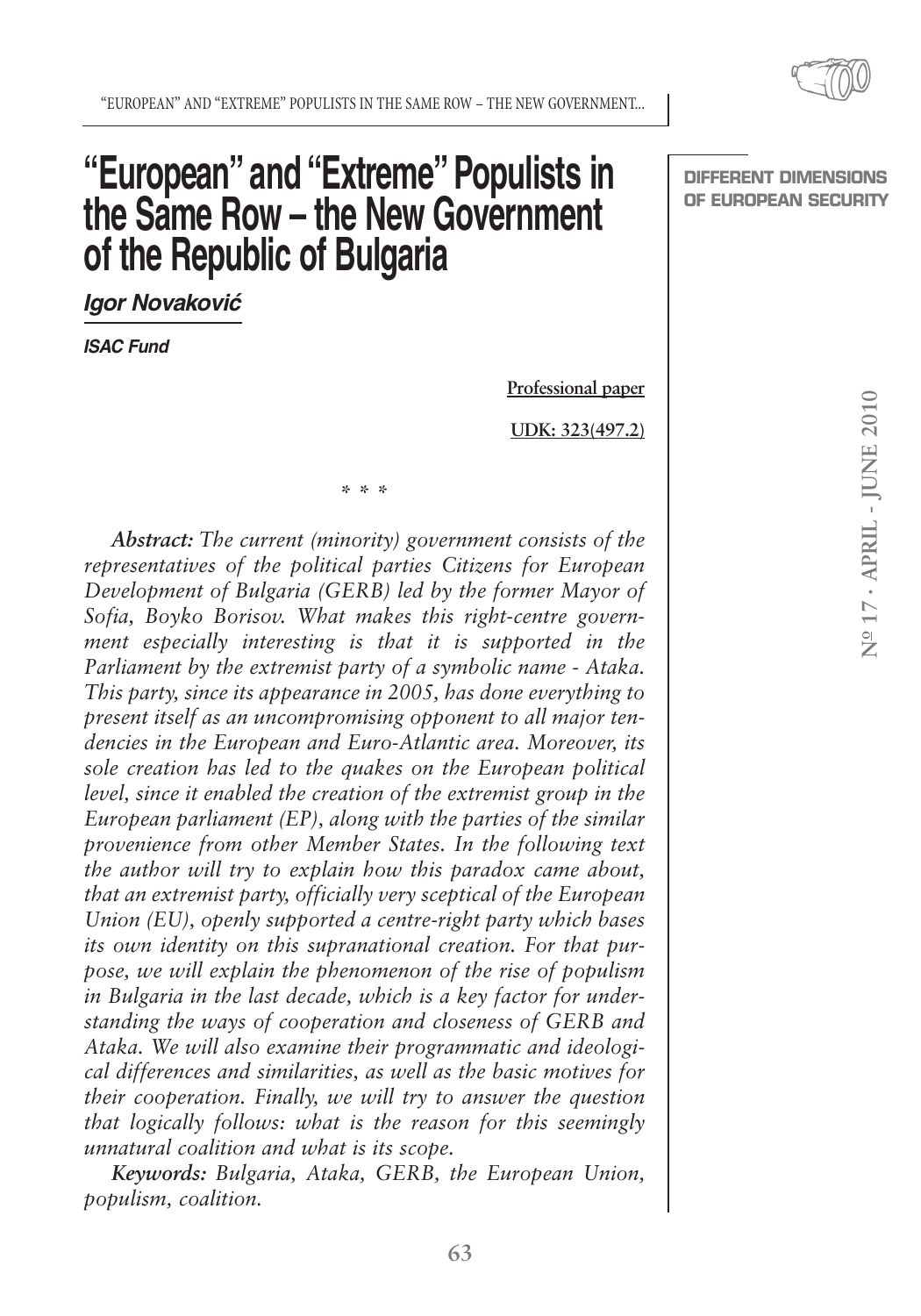# "European" and "Extreme" Populists in the Same Row – the New Government of the Republic of Bulgaria

***Igor Novaković***

***ISAC Fund***

Professional paper

UDK: 323(497.2)

\* \* \*

***Abstract:*** *The current (minority) government consists of the representatives of the political parties Citizens for European Development of Bulgaria (GERB) led by the former Mayor of Sofia, Boyko Borisov. What makes this right-centre government especially interesting is that it is supported in the Parliament by the extremist party of a symbolic name - Ataka. This party, since its appearance in 2005, has done everything to present itself as an uncompromising opponent to all major tendencies in the European and Euro-Atlantic area. Moreover, its sole creation has led to the quakes on the European political level, since it enabled the creation of the extremist group in the European parliament (EP), along with the parties of the similar provenience from other Member States. In the following text the author will try to explain how this paradox came about, that an extremist party, officially very sceptical of the European Union (EU), openly supported a centre-right party which bases its own identity on this supranational creation. For that purpose, we will explain the phenomenon of the rise of populism in Bulgaria in the last decade, which is a key factor for understanding the ways of cooperation and closeness of GERB and Ataka. We will also examine their programmatic and ideological differences and similarities, as well as the basic motives for their cooperation. Finally, we will try to answer the question that logically follows: what is the reason for this seemingly unnatural coalition and what is its scope.*

***Keywords:*** *Bulgaria, Ataka, GERB, the European Union, populism, coalition.*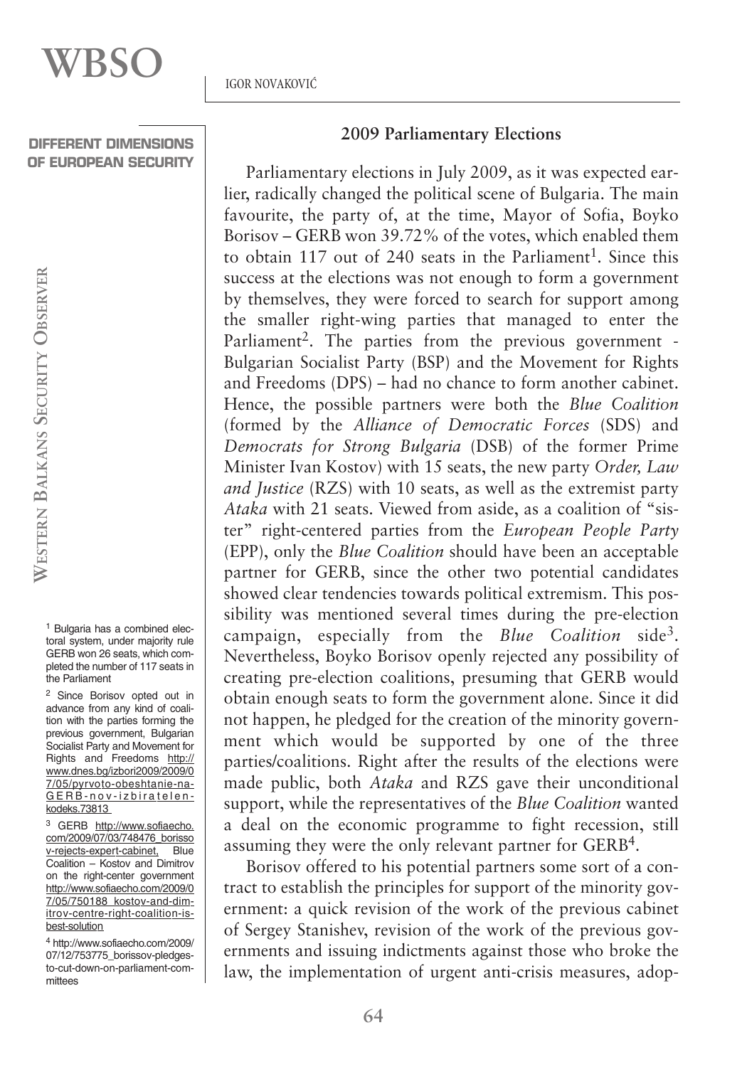## 2009 Parliamentary Elections

Parliamentary elections in July 2009, as it was expected earlier, radically changed the political scene of Bulgaria. The main favourite, the party of, at the time, Mayor of Sofia, Boyko Borisov – GERB won 39.72% of the votes, which enabled them to obtain 117 out of 240 seats in the Parliament[1]. Since this success at the elections was not enough to form a government by themselves, they were forced to search for support among the smaller right-wing parties that managed to enter the Parliament[2]. The parties from the previous government - Bulgarian Socialist Party (BSP) and the Movement for Rights and Freedoms (DPS) – had no chance to form another cabinet. Hence, the possible partners were both the *Blue Coalition* (formed by the *Alliance of Democratic Forces* (SDS) and *Democrats for Strong Bulgaria* (DSB) of the former Prime Minister Ivan Kostov) with 15 seats, the new party *Order, Law and Justice* (RZS) with 10 seats, as well as the extremist party *Ataka* with 21 seats. Viewed from aside, as a coalition of "sister" right-centered parties from the *European People Party* (EPP), only the *Blue Coalition* should have been an acceptable partner for GERB, since the other two potential candidates showed clear tendencies towards political extremism. This possibility was mentioned several times during the pre-election campaign, especially from the *Blue Coalition* side[3]. Nevertheless, Boyko Borisov openly rejected any possibility of creating pre-election coalitions, presuming that GERB would obtain enough seats to form the government alone. Since it did not happen, he pledged for the creation of the minority government which would be supported by one of the three parties/coalitions. Right after the results of the elections were made public, both *Ataka* and RZS gave their unconditional support, while the representatives of the *Blue Coalition* wanted a deal on the economic programme to fight recession, still assuming they were the only relevant partner for GERB[4].

Borisov offered to his potential partners some sort of a contract to establish the principles for support of the minority government: a quick revision of the work of the previous cabinet of Sergey Stanishev, revision of the work of the previous governments and issuing indictments against those who broke the law, the implementation of urgent anti-crisis measures, adop-

---

[1] Bulgaria has a combined electoral system, under majority rule GERB won 26 seats, which completed the number of 117 seats in the Parliament

[2] Since Borisov opted out in advance from any kind of coalition with the parties forming the previous government, Bulgarian Socialist Party and Movement for Rights and Freedoms http://www.dnes.bg/izbori2009/2009/07/05/pyrvoto-obeshtanie-na-GERB-nov-izbiratelen-kodeks.73813

[3] GERB http://www.sofiaecho.com/2009/07/03/748476_borissov-rejects-expert-cabinet, Blue Coalition – Kostov and Dimitrov on the right-center government http://www.sofiaecho.com/2009/07/05/750188_kostov-and-dimitrov-centre-right-coalition-is-best-solution

[4] http://www.sofiaecho.com/2009/07/12/753775_borissov-pledges-to-cut-down-on-parliament-committees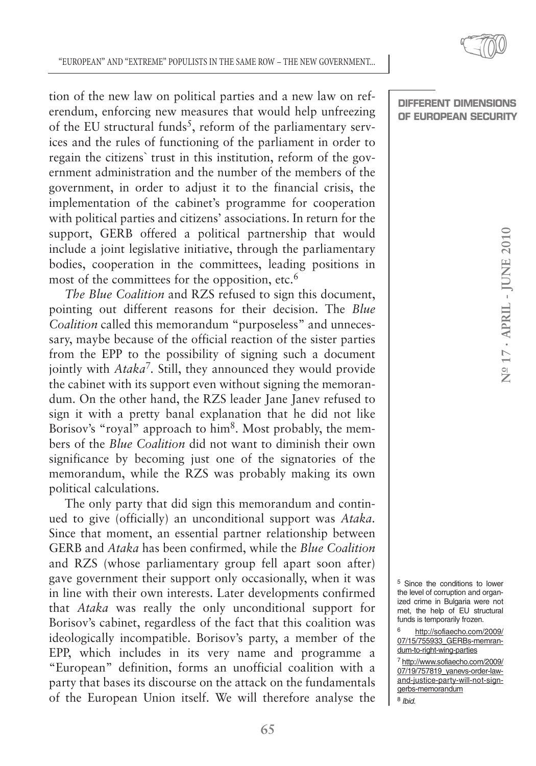tion of the new law on political parties and a new law on referendum, enforcing new measures that would help unfreezing of the EU structural funds[5], reform of the parliamentary services and the rules of functioning of the parliament in order to regain the citizens` trust in this institution, reform of the government administration and the number of the members of the government, in order to adjust it to the financial crisis, the implementation of the cabinet's programme for cooperation with political parties and citizens' associations. In return for the support, GERB offered a political partnership that would include a joint legislative initiative, through the parliamentary bodies, cooperation in the committees, leading positions in most of the committees for the opposition, etc.[6]

*The Blue Coalition* and RZS refused to sign this document, pointing out different reasons for their decision. The *Blue Coalition* called this memorandum "purposeless" and unnecessary, maybe because of the official reaction of the sister parties from the EPP to the possibility of signing such a document jointly with *Ataka*[7]. Still, they announced they would provide the cabinet with its support even without signing the memorandum. On the other hand, the RZS leader Jane Janev refused to sign it with a pretty banal explanation that he did not like Borisov's "royal" approach to him[8]. Most probably, the members of the *Blue Coalition* did not want to diminish their own significance by becoming just one of the signatories of the memorandum, while the RZS was probably making its own political calculations.

The only party that did sign this memorandum and continued to give (officially) an unconditional support was *Ataka*. Since that moment, an essential partner relationship between GERB and *Ataka* has been confirmed, while the *Blue Coalition* and RZS (whose parliamentary group fell apart soon after) gave government their support only occasionally, when it was in line with their own interests. Later developments confirmed that *Ataka* was really the only unconditional support for Borisov's cabinet, regardless of the fact that this coalition was ideologically incompatible. Borisov's party, a member of the EPP, which includes in its very name and programme a "European" definition, forms an unofficial coalition with a party that bases its discourse on the attack on the fundamentals of the European Union itself. We will therefore analyse the

[5] Since the conditions to lower the level of corruption and organized crime in Bulgaria were not met, the help of EU structural funds is temporarily frozen.

[6] http://sofiaecho.com/2009/07/15/755933_GERBs-memrandum-to-right-wing-parties

[7] http://www.sofiaecho.com/2009/07/19/757819_yanevs-order-law-and-justice-party-will-not-sign-gerbs-memorandum

[8] *Ibid.*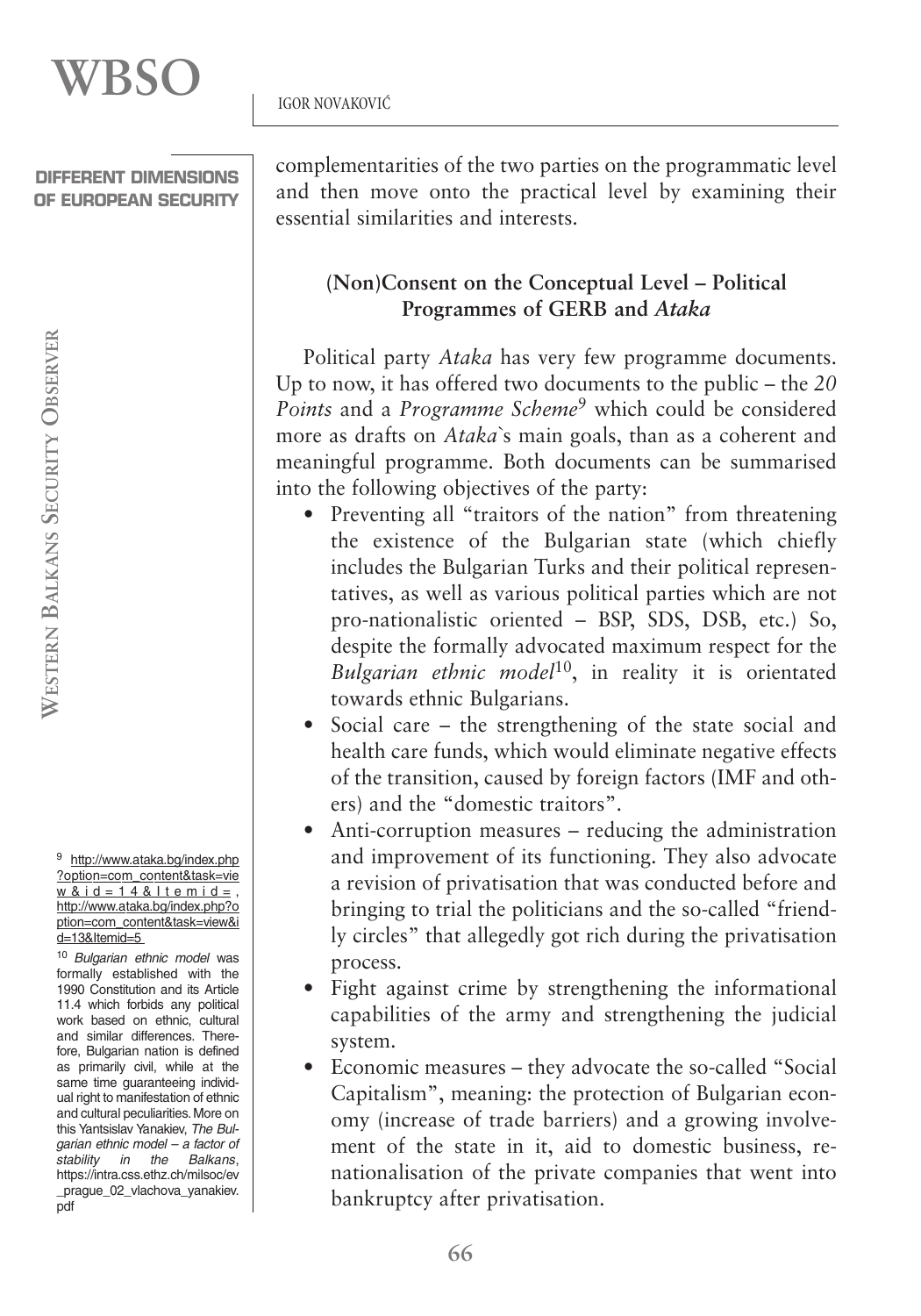complementarities of the two parties on the programmatic level and then move onto the practical level by examining their essential similarities and interests.

### (Non)Consent on the Conceptual Level – Political Programmes of GERB and *Ataka*

Political party *Ataka* has very few programme documents. Up to now, it has offered two documents to the public – the *20 Points* and a *Programme Scheme*[9] which could be considered more as drafts on *Ataka*`s main goals, than as a coherent and meaningful programme. Both documents can be summarised into the following objectives of the party:

- Preventing all "traitors of the nation" from threatening the existence of the Bulgarian state (which chiefly includes the Bulgarian Turks and their political representatives, as well as various political parties which are not pro-nationalistic oriented – BSP, SDS, DSB, etc.) So, despite the formally advocated maximum respect for the *Bulgarian ethnic model*[10], in reality it is orientated towards ethnic Bulgarians.
- Social care – the strengthening of the state social and health care funds, which would eliminate negative effects of the transition, caused by foreign factors (IMF and others) and the "domestic traitors".
- Anti-corruption measures – reducing the administration and improvement of its functioning. They also advocate a revision of privatisation that was conducted before and bringing to trial the politicians and the so-called "friendly circles" that allegedly got rich during the privatisation process.
- Fight against crime by strengthening the informational capabilities of the army and strengthening the judicial system.
- Economic measures – they advocate the so-called "Social Capitalism", meaning: the protection of Bulgarian economy (increase of trade barriers) and a growing involvement of the state in it, aid to domestic business, re-nationalisation of the private companies that went into bankruptcy after privatisation.

[9] http://www.ataka.bg/index.php?option=com_content&task=view&id=14&Itemid=, http://www.ataka.bg/index.php?option=com_content&task=view&id=13&Itemid=5

[10] *Bulgarian ethnic model* was formally established with the 1990 Constitution and its Article 11.4 which forbids any political work based on ethnic, cultural and similar differences. Therefore, Bulgarian nation is defined as primarily civil, while at the same time guaranteeing individual right to manifestation of ethnic and cultural peculiarities. More on this Yantsislav Yanakiev, *The Bulgarian ethnic model – a factor of stability in the Balkans*, https://intra.css.ethz.ch/milsoc/ev_prague_02_vlachova_yanakiev.pdf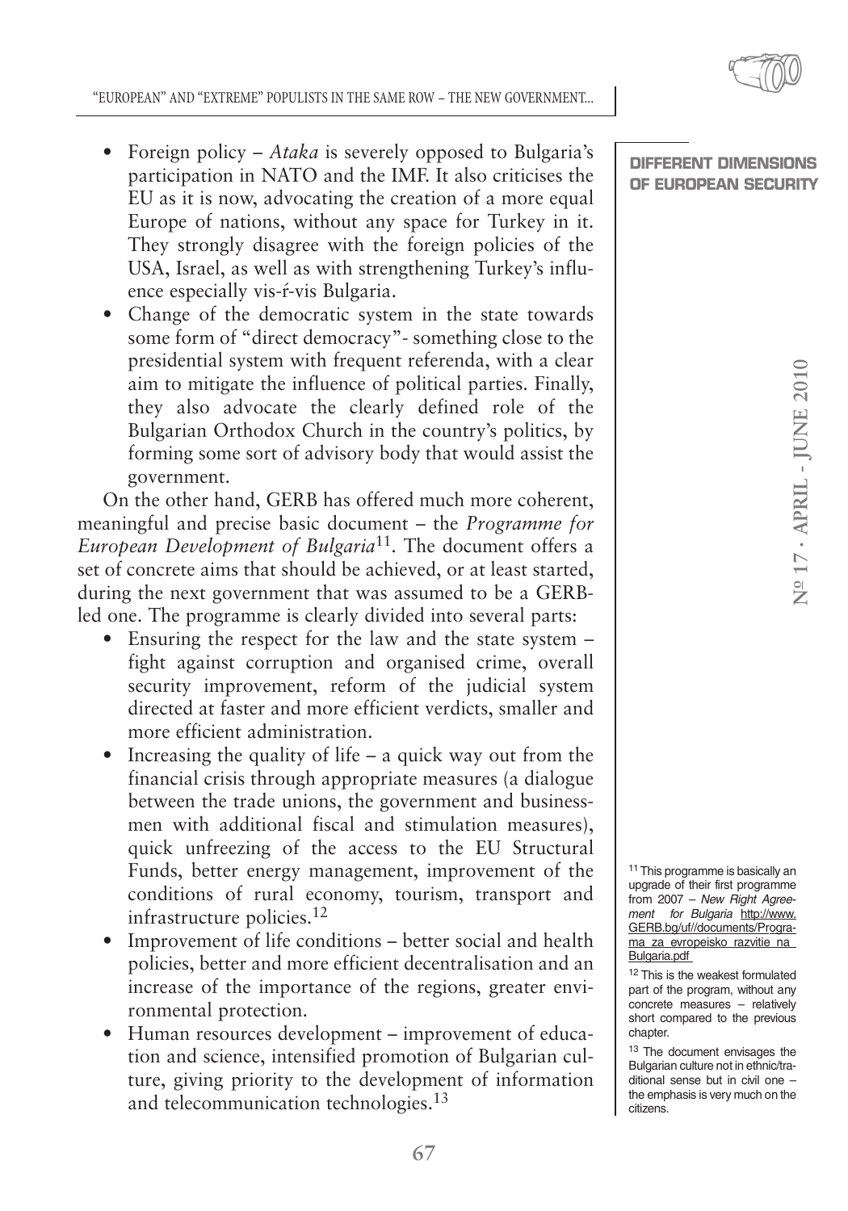- Foreign policy – *Ataka* is severely opposed to Bulgaria's participation in NATO and the IMF. It also criticises the EU as it is now, advocating the creation of a more equal Europe of nations, without any space for Turkey in it. They strongly disagree with the foreign policies of the USA, Israel, as well as with strengthening Turkey's influence especially vis-ŕ-vis Bulgaria.
- Change of the democratic system in the state towards some form of "direct democracy"- something close to the presidential system with frequent referenda, with a clear aim to mitigate the influence of political parties. Finally, they also advocate the clearly defined role of the Bulgarian Orthodox Church in the country's politics, by forming some sort of advisory body that would assist the government.

On the other hand, GERB has offered much more coherent, meaningful and precise basic document – the *Programme for European Development of Bulgaria*[11]. The document offers a set of concrete aims that should be achieved, or at least started, during the next government that was assumed to be a GERB-led one. The programme is clearly divided into several parts:

- Ensuring the respect for the law and the state system – fight against corruption and organised crime, overall security improvement, reform of the judicial system directed at faster and more efficient verdicts, smaller and more efficient administration.
- Increasing the quality of life – a quick way out from the financial crisis through appropriate measures (a dialogue between the trade unions, the government and businessmen with additional fiscal and stimulation measures), quick unfreezing of the access to the EU Structural Funds, better energy management, improvement of the conditions of rural economy, tourism, transport and infrastructure policies.[12]
- Improvement of life conditions – better social and health policies, better and more efficient decentralisation and an increase of the importance of the regions, greater environmental protection.
- Human resources development – improvement of education and science, intensified promotion of Bulgarian culture, giving priority to the development of information and telecommunication technologies.[13]

[11] This programme is basically an upgrade of their first programme from 2007 – *New Right Agreement for Bulgaria* http://www.GERB.bg/uf//documents/Programa_za_evropeisko_razvitie_na_Bulgaria.pdf

[12] This is the weakest formulated part of the program, without any concrete measures – relatively short compared to the previous chapter.

[13] The document envisages the Bulgarian culture not in ethnic/traditional sense but in civil one – the emphasis is very much on the citizens.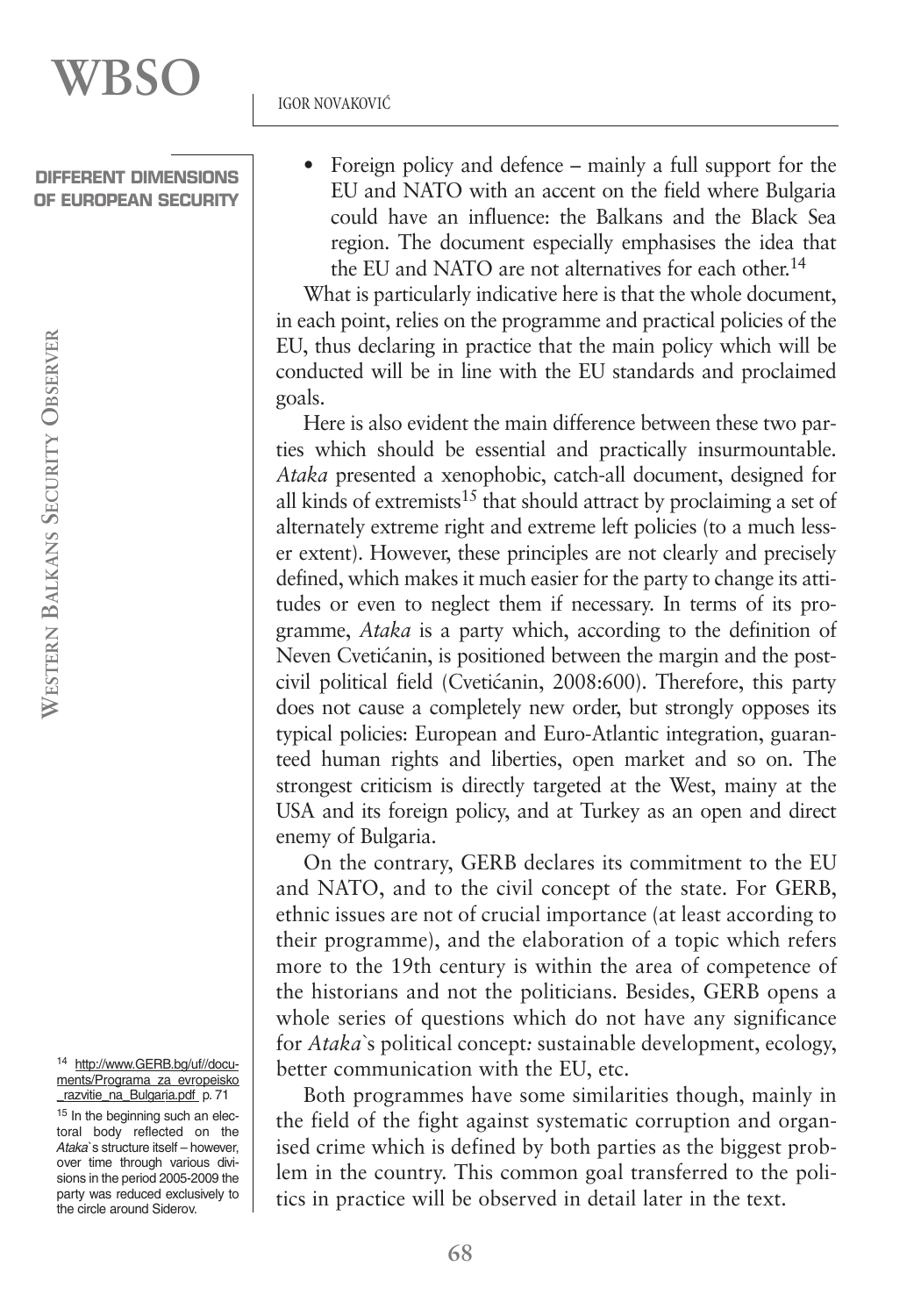- Foreign policy and defence – mainly a full support for the EU and NATO with an accent on the field where Bulgaria could have an influence: the Balkans and the Black Sea region. The document especially emphasises the idea that the EU and NATO are not alternatives for each other.[14]

What is particularly indicative here is that the whole document, in each point, relies on the programme and practical policies of the EU, thus declaring in practice that the main policy which will be conducted will be in line with the EU standards and proclaimed goals.

Here is also evident the main difference between these two parties which should be essential and practically insurmountable. *Ataka* presented a xenophobic, catch-all document, designed for all kinds of extremists[15] that should attract by proclaiming a set of alternately extreme right and extreme left policies (to a much lesser extent). However, these principles are not clearly and precisely defined, which makes it much easier for the party to change its attitudes or even to neglect them if necessary. In terms of its programme, *Ataka* is a party which, according to the definition of Neven Cvetićanin, is positioned between the margin and the post-civil political field (Cvetićanin, 2008:600). Therefore, this party does not cause a completely new order, but strongly opposes its typical policies: European and Euro-Atlantic integration, guaranteed human rights and liberties, open market and so on. The strongest criticism is directly targeted at the West, mainy at the USA and its foreign policy, and at Turkey as an open and direct enemy of Bulgaria.

On the contrary, GERB declares its commitment to the EU and NATO, and to the civil concept of the state. For GERB, ethnic issues are not of crucial importance (at least according to their programme), and the elaboration of a topic which refers more to the 19th century is within the area of competence of the historians and not the politicians. Besides, GERB opens a whole series of questions which do not have any significance for *Ataka*`s political concept: sustainable development, ecology, better communication with the EU, etc.

Both programmes have some similarities though, mainly in the field of the fight against systematic corruption and organised crime which is defined by both parties as the biggest problem in the country. This common goal transferred to the politics in practice will be observed in detail later in the text.

---

[14] http://www.GERB.bg/uf//documents/Programa_za_evropeisko_razvitie_na_Bulgaria.pdf p. 71

[15] In the beginning such an electoral body reflected on the *Ataka*`s structure itself – however, over time through various divisions in the period 2005-2009 the party was reduced exclusively to the circle around Siderov.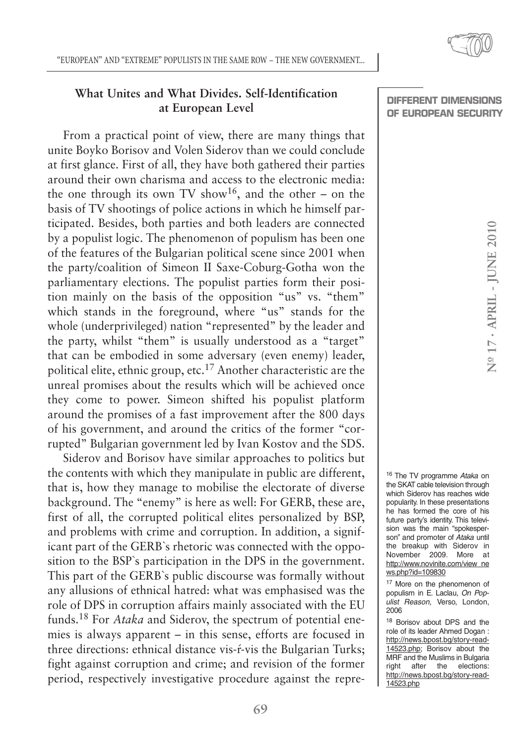## What Unites and What Divides. Self-Identification at European Level

From a practical point of view, there are many things that unite Boyko Borisov and Volen Siderov than we could conclude at first glance. First of all, they have both gathered their parties around their own charisma and access to the electronic media: the one through its own TV show[16], and the other – on the basis of TV shootings of police actions in which he himself participated. Besides, both parties and both leaders are connected by a populist logic. The phenomenon of populism has been one of the features of the Bulgarian political scene since 2001 when the party/coalition of Simeon II Saxe-Coburg-Gotha won the parliamentary elections. The populist parties form their position mainly on the basis of the opposition "us" vs. "them" which stands in the foreground, where "us" stands for the whole (underprivileged) nation "represented" by the leader and the party, whilst "them" is usually understood as a "target" that can be embodied in some adversary (even enemy) leader, political elite, ethnic group, etc.[17] Another characteristic are the unreal promises about the results which will be achieved once they come to power. Simeon shifted his populist platform around the promises of a fast improvement after the 800 days of his government, and around the critics of the former "corrupted" Bulgarian government led by Ivan Kostov and the SDS.

Siderov and Borisov have similar approaches to politics but the contents with which they manipulate in public are different, that is, how they manage to mobilise the electorate of diverse background. The "enemy" is here as well: For GERB, these are, first of all, the corrupted political elites personalized by BSP, and problems with crime and corruption. In addition, a significant part of the GERB`s rhetoric was connected with the opposition to the BSP`s participation in the DPS in the government. This part of the GERB`s public discourse was formally without any allusions of ethnical hatred: what was emphasised was the role of DPS in corruption affairs mainly associated with the EU funds.[18] For *Ataka* and Siderov, the spectrum of potential enemies is always apparent – in this sense, efforts are focused in three directions: ethnical distance vis-ŕ-vis the Bulgarian Turks; fight against corruption and crime; and revision of the former period, respectively investigative procedure against the repre-

---

[16] The TV programme *Ataka* on the SKAT cable television through which Siderov has reaches wide popularity. In these presentations he has formed the core of his future party's identity. This television was the main "spokesperson" and promoter of *Ataka* until the breakup with Siderov in November 2009. More at http://www.novinite.com/view_news.php?id=109830

[17] More on the phenomenon of populism in E. Laclau, *On Populist Reason,* Verso, London, 2006

[18] Borisov about DPS and the role of its leader Ahmed Dogan : http://news.bpost.bg/story-read-14523.php; Borisov about the MRF and the Muslims in Bulgaria right after the elections: http://news.bpost.bg/story-read-14523.php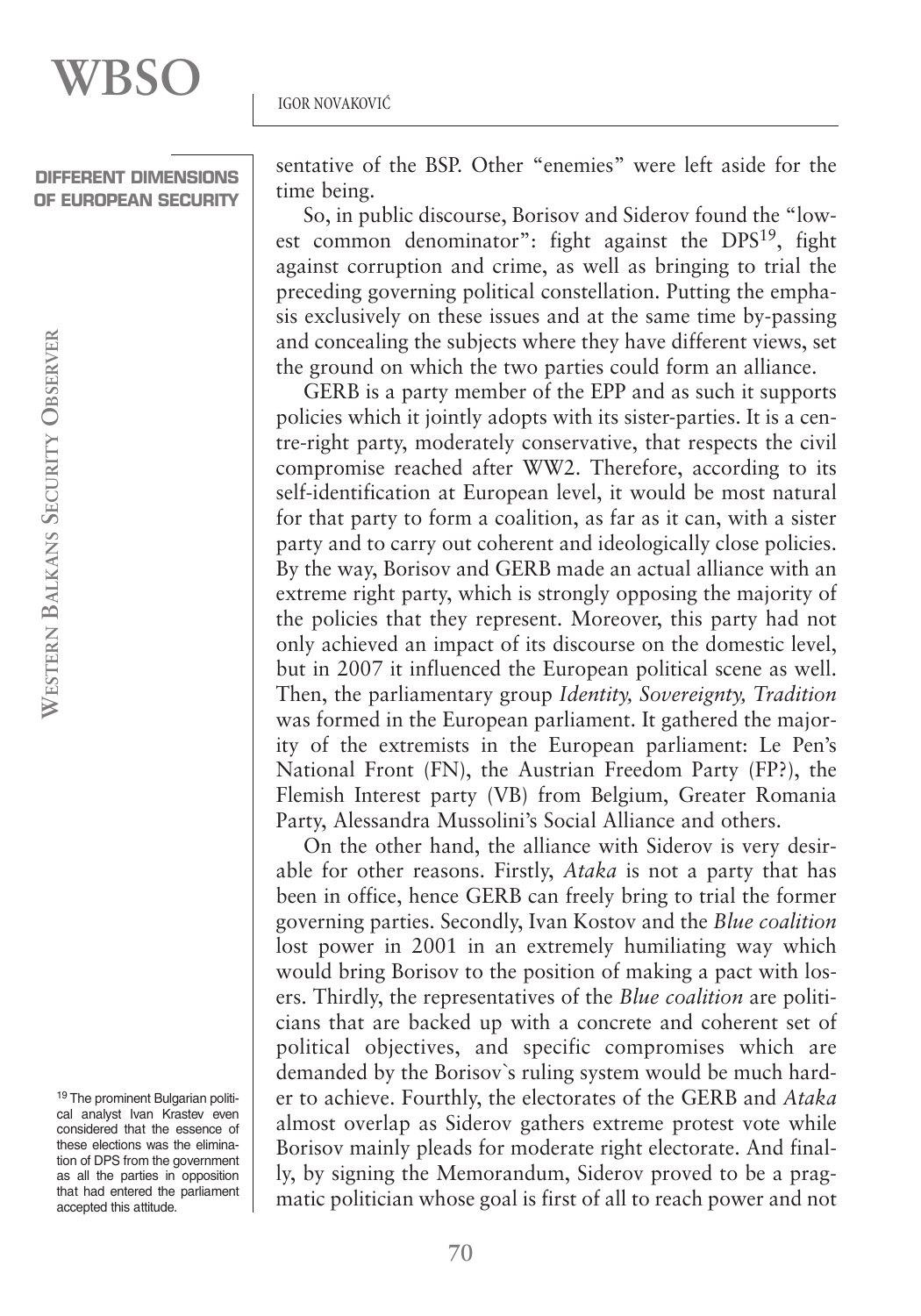sentative of the BSP. Other "enemies" were left aside for the time being.

So, in public discourse, Borisov and Siderov found the "lowest common denominator": fight against the DPS[19], fight against corruption and crime, as well as bringing to trial the preceding governing political constellation. Putting the emphasis exclusively on these issues and at the same time by-passing and concealing the subjects where they have different views, set the ground on which the two parties could form an alliance.

GERB is a party member of the EPP and as such it supports policies which it jointly adopts with its sister-parties. It is a centre-right party, moderately conservative, that respects the civil compromise reached after WW2. Therefore, according to its self-identification at European level, it would be most natural for that party to form a coalition, as far as it can, with a sister party and to carry out coherent and ideologically close policies. By the way, Borisov and GERB made an actual alliance with an extreme right party, which is strongly opposing the majority of the policies that they represent. Moreover, this party had not only achieved an impact of its discourse on the domestic level, but in 2007 it influenced the European political scene as well. Then, the parliamentary group *Identity, Sovereignty, Tradition* was formed in the European parliament. It gathered the majority of the extremists in the European parliament: Le Pen's National Front (FN), the Austrian Freedom Party (FP?), the Flemish Interest party (VB) from Belgium, Greater Romania Party, Alessandra Mussolini's Social Alliance and others.

On the other hand, the alliance with Siderov is very desirable for other reasons. Firstly, *Ataka* is not a party that has been in office, hence GERB can freely bring to trial the former governing parties. Secondly, Ivan Kostov and the *Blue coalition* lost power in 2001 in an extremely humiliating way which would bring Borisov to the position of making a pact with losers. Thirdly, the representatives of the *Blue coalition* are politicians that are backed up with a concrete and coherent set of political objectives, and specific compromises which are demanded by the Borisov`s ruling system would be much harder to achieve. Fourthly, the electorates of the GERB and *Ataka* almost overlap as Siderov gathers extreme protest vote while Borisov mainly pleads for moderate right electorate. And finally, by signing the Memorandum, Siderov proved to be a pragmatic politician whose goal is first of all to reach power and not

[19] The prominent Bulgarian political analyst Ivan Krastev even considered that the essence of these elections was the elimination of DPS from the government as all the parties in opposition that had entered the parliament accepted this attitude.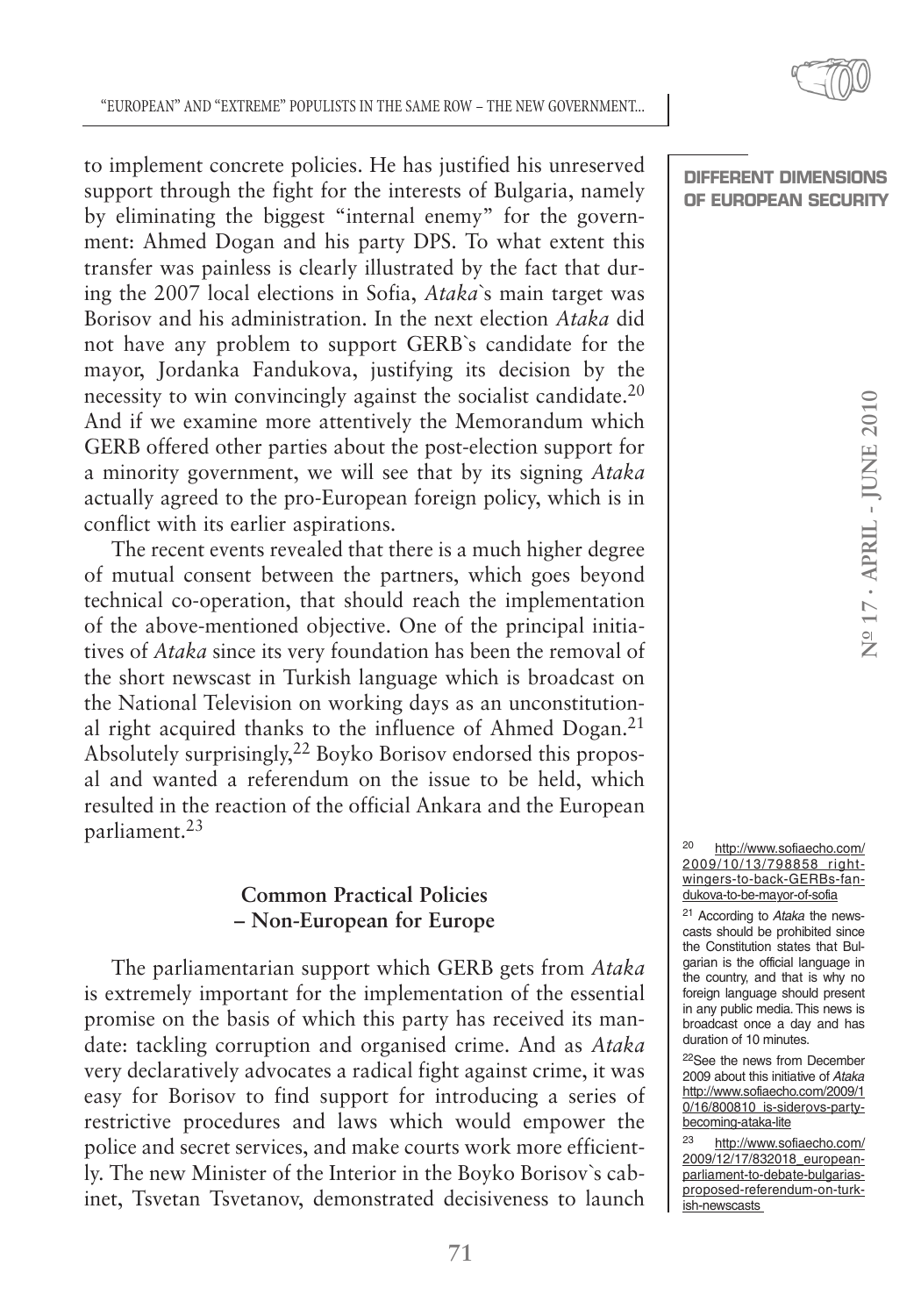to implement concrete policies. He has justified his unreserved support through the fight for the interests of Bulgaria, namely by eliminating the biggest "internal enemy" for the government: Ahmed Dogan and his party DPS. To what extent this transfer was painless is clearly illustrated by the fact that during the 2007 local elections in Sofia, *Ataka*`s main target was Borisov and his administration. In the next election *Ataka* did not have any problem to support GERB`s candidate for the mayor, Jordanka Fandukova, justifying its decision by the necessity to win convincingly against the socialist candidate.[20] And if we examine more attentively the Memorandum which GERB offered other parties about the post-election support for a minority government, we will see that by its signing *Ataka* actually agreed to the pro-European foreign policy, which is in conflict with its earlier aspirations.

The recent events revealed that there is a much higher degree of mutual consent between the partners, which goes beyond technical co-operation, that should reach the implementation of the above-mentioned objective. One of the principal initiatives of *Ataka* since its very foundation has been the removal of the short newscast in Turkish language which is broadcast on the National Television on working days as an unconstitutional right acquired thanks to the influence of Ahmed Dogan.[21] Absolutely surprisingly,[22] Boyko Borisov endorsed this proposal and wanted a referendum on the issue to be held, which resulted in the reaction of the official Ankara and the European parliament.[23]

## Common Practical Policies – Non-European for Europe

The parliamentarian support which GERB gets from *Ataka* is extremely important for the implementation of the essential promise on the basis of which this party has received its mandate: tackling corruption and organised crime. And as *Ataka* very declaratively advocates a radical fight against crime, it was easy for Borisov to find support for introducing a series of restrictive procedures and laws which would empower the police and secret services, and make courts work more efficiently. The new Minister of the Interior in the Boyko Borisov`s cabinet, Tsvetan Tsvetanov, demonstrated decisiveness to launch

---

[20] http://www.sofiaecho.com/2009/10/13/798858_right-wingers-to-back-GERBs-fandukova-to-be-mayor-of-sofia

[21] According to *Ataka* the newscasts should be prohibited since the Constitution states that Bulgarian is the official language in the country, and that is why no foreign language should present in any public media. This news is broadcast once a day and has duration of 10 minutes.

[22] See the news from December 2009 about this initiative of *Ataka* http://www.sofiaecho.com/2009/10/16/800810_is-siderovs-party-becoming-ataka-lite

[23] http://www.sofiaecho.com/2009/12/17/832018_european-parliament-to-debate-bulgarias-proposed-referendum-on-turkish-newscasts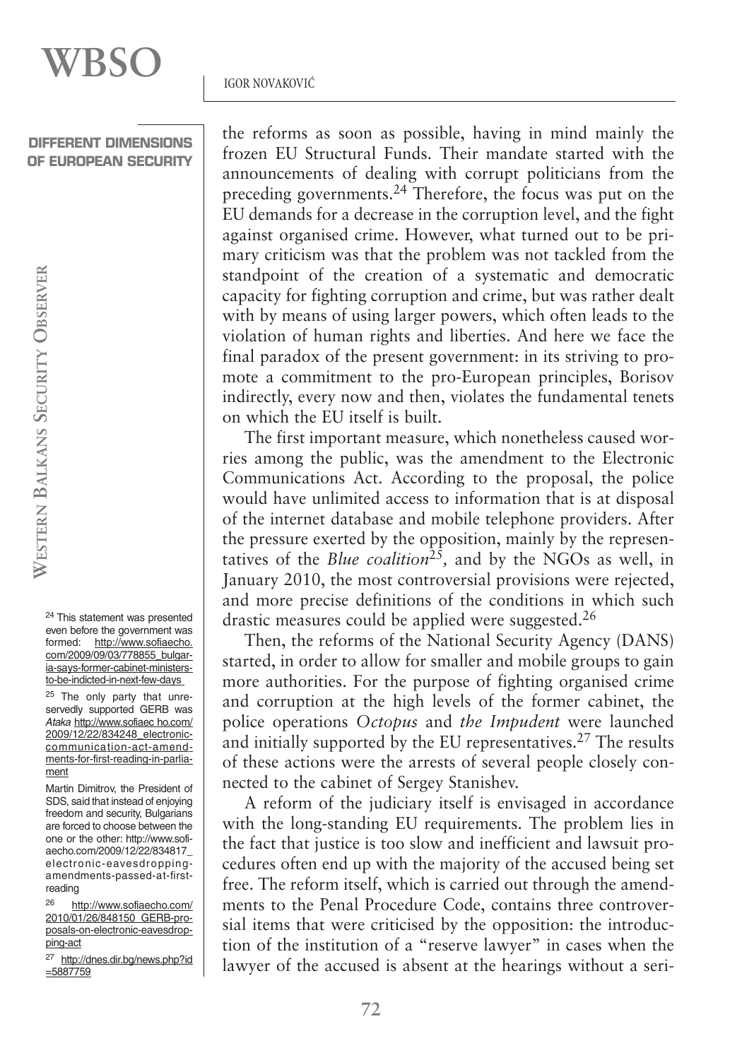the reforms as soon as possible, having in mind mainly the frozen EU Structural Funds. Their mandate started with the announcements of dealing with corrupt politicians from the preceding governments.[24] Therefore, the focus was put on the EU demands for a decrease in the corruption level, and the fight against organised crime. However, what turned out to be primary criticism was that the problem was not tackled from the standpoint of the creation of a systematic and democratic capacity for fighting corruption and crime, but was rather dealt with by means of using larger powers, which often leads to the violation of human rights and liberties. And here we face the final paradox of the present government: in its striving to promote a commitment to the pro-European principles, Borisov indirectly, every now and then, violates the fundamental tenets on which the EU itself is built.

The first important measure, which nonetheless caused worries among the public, was the amendment to the Electronic Communications Act. According to the proposal, the police would have unlimited access to information that is at disposal of the internet database and mobile telephone providers. After the pressure exerted by the opposition, mainly by the representatives of the *Blue coalition*[25], and by the NGOs as well, in January 2010, the most controversial provisions were rejected, and more precise definitions of the conditions in which such drastic measures could be applied were suggested.[26]

Then, the reforms of the National Security Agency (DANS) started, in order to allow for smaller and mobile groups to gain more authorities. For the purpose of fighting organised crime and corruption at the high levels of the former cabinet, the police operations *Octopus* and *the Impudent* were launched and initially supported by the EU representatives.[27] The results of these actions were the arrests of several people closely connected to the cabinet of Sergey Stanishev.

A reform of the judiciary itself is envisaged in accordance with the long-standing EU requirements. The problem lies in the fact that justice is too slow and inefficient and lawsuit procedures often end up with the majority of the accused being set free. The reform itself, which is carried out through the amendments to the Penal Procedure Code, contains three controversial items that were criticised by the opposition: the introduction of the institution of a "reserve lawyer" in cases when the lawyer of the accused is absent at the hearings without a seri-

---

[24] This statement was presented even before the government was formed: http://www.sofiaecho.com/2009/09/03/778855_bulgaria-says-former-cabinet-ministers-to-be-indicted-in-next-few-days

[25] The only party that unreservedly supported GERB was *Ataka* http://www.sofiaecho.com/2009/12/22/834248_electronic-communication-act-amendments-for-first-reading-in-parliament

Martin Dimitrov, the President of SDS, said that instead of enjoying freedom and security, Bulgarians are forced to choose between the one or the other: http://www.sofiaecho.com/2009/12/22/834817_electronic-eavesdropping-amendments-passed-at-first-reading

[26] http://www.sofiaecho.com/2010/01/26/848150_GERB-proposals-on-electronic-eavesdropping-act

[27] http://dnes.dir.bg/news.php?id=5887759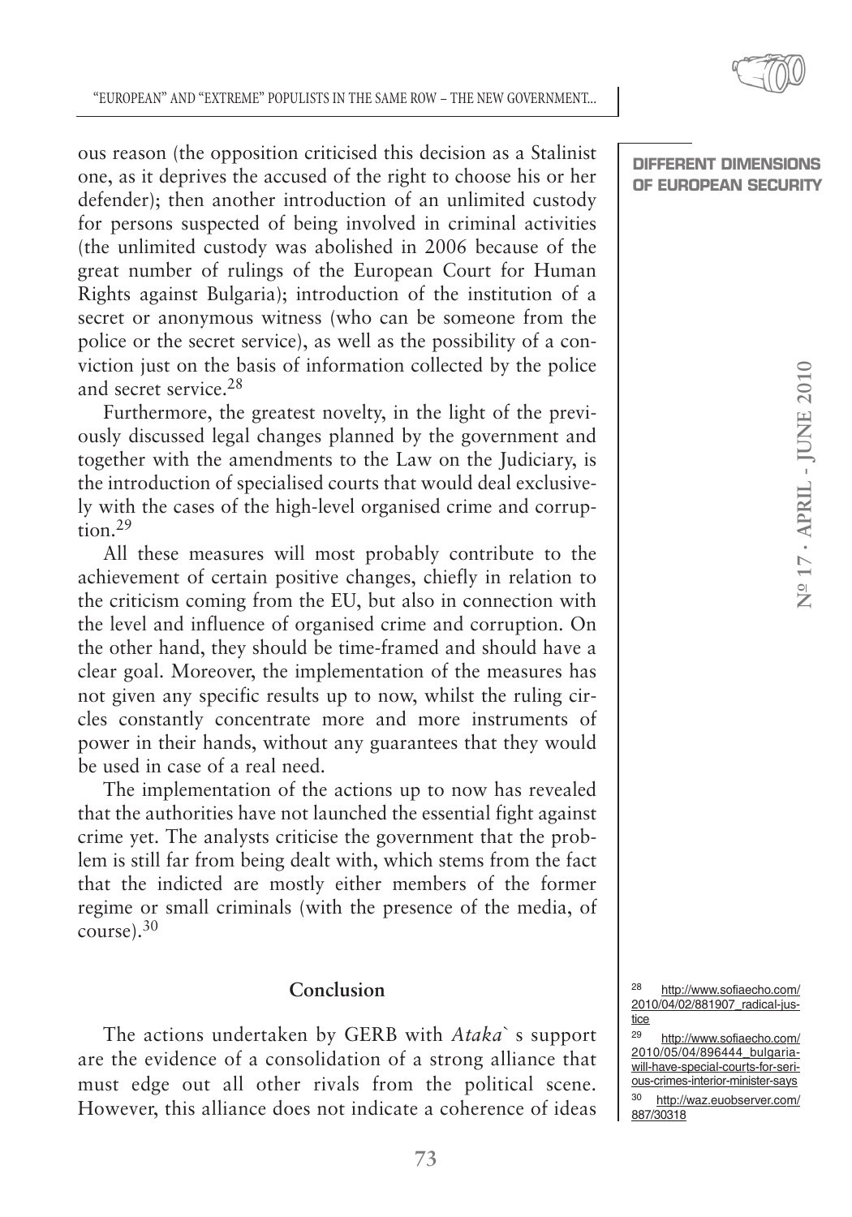ous reason (the opposition criticised this decision as a Stalinist one, as it deprives the accused of the right to choose his or her defender); then another introduction of an unlimited custody for persons suspected of being involved in criminal activities (the unlimited custody was abolished in 2006 because of the great number of rulings of the European Court for Human Rights against Bulgaria); introduction of the institution of a secret or anonymous witness (who can be someone from the police or the secret service), as well as the possibility of a conviction just on the basis of information collected by the police and secret service.[28]

Furthermore, the greatest novelty, in the light of the previously discussed legal changes planned by the government and together with the amendments to the Law on the Judiciary, is the introduction of specialised courts that would deal exclusively with the cases of the high-level organised crime and corruption.[29]

All these measures will most probably contribute to the achievement of certain positive changes, chiefly in relation to the criticism coming from the EU, but also in connection with the level and influence of organised crime and corruption. On the other hand, they should be time-framed and should have a clear goal. Moreover, the implementation of the measures has not given any specific results up to now, whilst the ruling circles constantly concentrate more and more instruments of power in their hands, without any guarantees that they would be used in case of a real need.

The implementation of the actions up to now has revealed that the authorities have not launched the essential fight against crime yet. The analysts criticise the government that the problem is still far from being dealt with, which stems from the fact that the indicted are mostly either members of the former regime or small criminals (with the presence of the media, of course).[30]

## Conclusion

The actions undertaken by GERB with *Ataka*` s support are the evidence of a consolidation of a strong alliance that must edge out all other rivals from the political scene. However, this alliance does not indicate a coherence of ideas

[28] http://www.sofiaecho.com/2010/04/02/881907_radical-justice

[29] http://www.sofiaecho.com/2010/05/04/896444_bulgaria-will-have-special-courts-for-serious-crimes-interior-minister-says

[30] http://waz.euobserver.com/887/30318